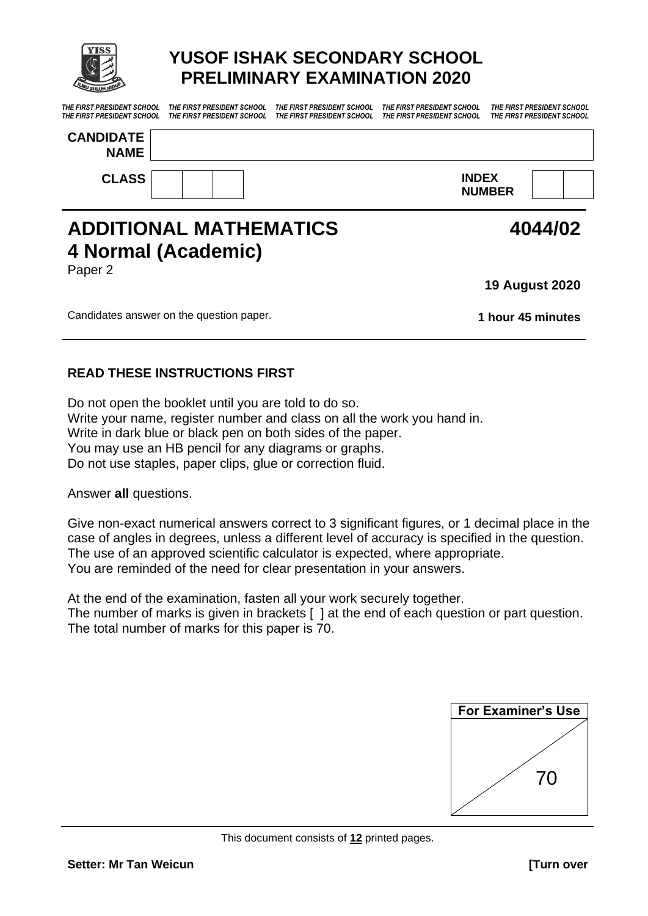# YUSOF ISHAK SECONDARY SCHOOL
# PRELIMINARY EXAMINATION 2020

*THE FIRST PRESIDENT SCHOOL THE FIRST PRESIDENT SCHOOL THE FIRST PRESIDENT SCHOOL THE FIRST PRESIDENT SCHOOL THE FIRST PRESIDENT SCHOOL*
*THE FIRST PRESIDENT SCHOOL THE FIRST PRESIDENT SCHOOL THE FIRST PRESIDENT SCHOOL THE FIRST PRESIDENT SCHOOL THE FIRST PRESIDENT SCHOOL*

| **CANDIDATE NAME** | |
|---|---|

| **CLASS** | | | | **INDEX NUMBER** | | |
|---|---|---|---|---|---|---|

## ADDITIONAL MATHEMATICS 4044/02
## 4 Normal (Academic)

Paper 2

**19 August 2020**

Candidates answer on the question paper. **1 hour 45 minutes**

### READ THESE INSTRUCTIONS FIRST

Do not open the booklet until you are told to do so.
Write your name, register number and class on all the work you hand in.
Write in dark blue or black pen on both sides of the paper.
You may use an HB pencil for any diagrams or graphs.
Do not use staples, paper clips, glue or correction fluid.

Answer **all** questions.

Give non-exact numerical answers correct to 3 significant figures, or 1 decimal place in the case of angles in degrees, unless a different level of accuracy is specified in the question.
The use of an approved scientific calculator is expected, where appropriate.
You are reminded of the need for clear presentation in your answers.

At the end of the examination, fasten all your work securely together.
The number of marks is given in brackets [ ] at the end of each question or part question.
The total number of marks for this paper is 70.

| **For Examiner's Use** |
|---|
| / 70 |

This document consists of **12** printed pages.

**Setter: Mr Tan Weicun** **[Turn over**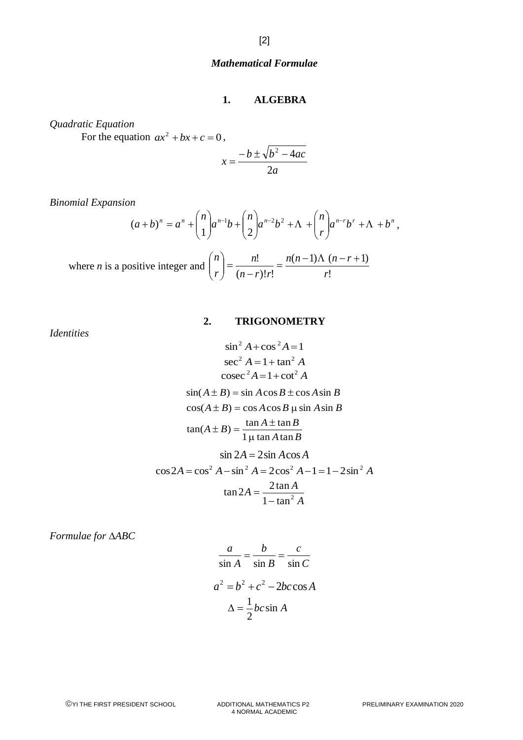### *Mathematical Formulae*

## 1. ALGEBRA

*Quadratic Equation*

For the equation $ax^2 + bx + c = 0$,

$$x = \frac{-b \pm \sqrt{b^2 - 4ac}}{2a}$$

*Binomial Expansion*

$$(a+b)^n = a^n + \binom{n}{1}a^{n-1}b + \binom{n}{2}a^{n-2}b^2 + \ldots + \binom{n}{r}a^{n-r}b^r + \ldots + b^n,$$

where $n$ is a positive integer and $\binom{n}{r} = \frac{n!}{(n-r)!r!} = \frac{n(n-1)\ldots(n-r+1)}{r!}$

## 2. TRIGONOMETRY

*Identities*

$$\sin^2 A + \cos^2 A = 1$$

$$\sec^2 A = 1 + \tan^2 A$$

$$\operatorname{cosec}^2 A = 1 + \cot^2 A$$

$$\sin(A \pm B) = \sin A \cos B \pm \cos A \sin B$$

$$\cos(A \pm B) = \cos A \cos B \mp \sin A \sin B$$

$$\tan(A \pm B) = \frac{\tan A \pm \tan B}{1 \mp \tan A \tan B}$$

$$\sin 2A = 2\sin A \cos A$$

$$\cos 2A = \cos^2 A - \sin^2 A = 2\cos^2 A - 1 = 1 - 2\sin^2 A$$

$$\tan 2A = \frac{2\tan A}{1 - \tan^2 A}$$

*Formulae for $\Delta ABC$*

$$\frac{a}{\sin A} = \frac{b}{\sin B} = \frac{c}{\sin C}$$

$$a^2 = b^2 + c^2 - 2bc\cos A$$

$$\Delta = \frac{1}{2}bc\sin A$$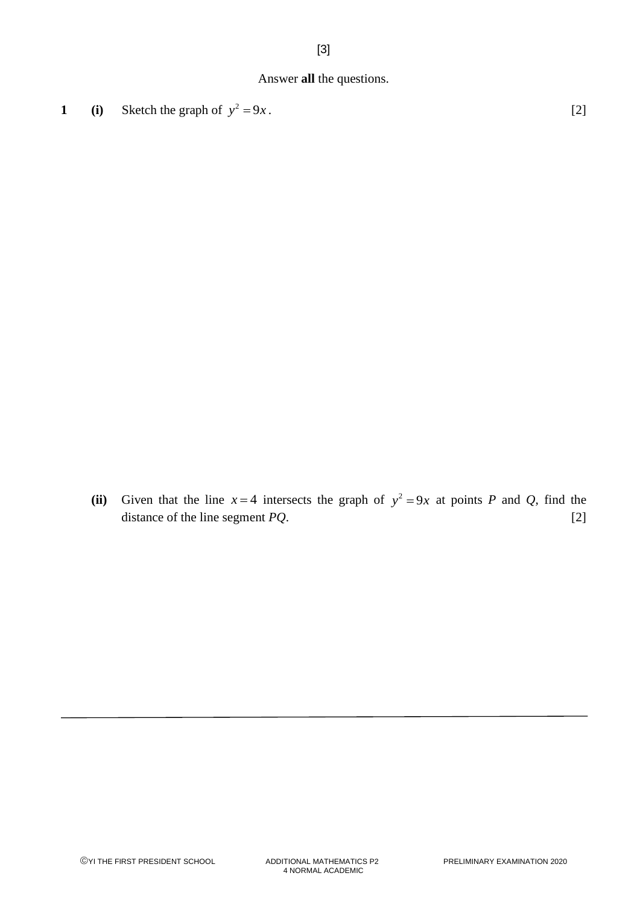Answer **all** the questions.

**1** **(i)** Sketch the graph of $y^2 = 9x$. [2]

**(ii)** Given that the line $x = 4$ intersects the graph of $y^2 = 9x$ at points $P$ and $Q$, find the distance of the line segment $PQ$. [2]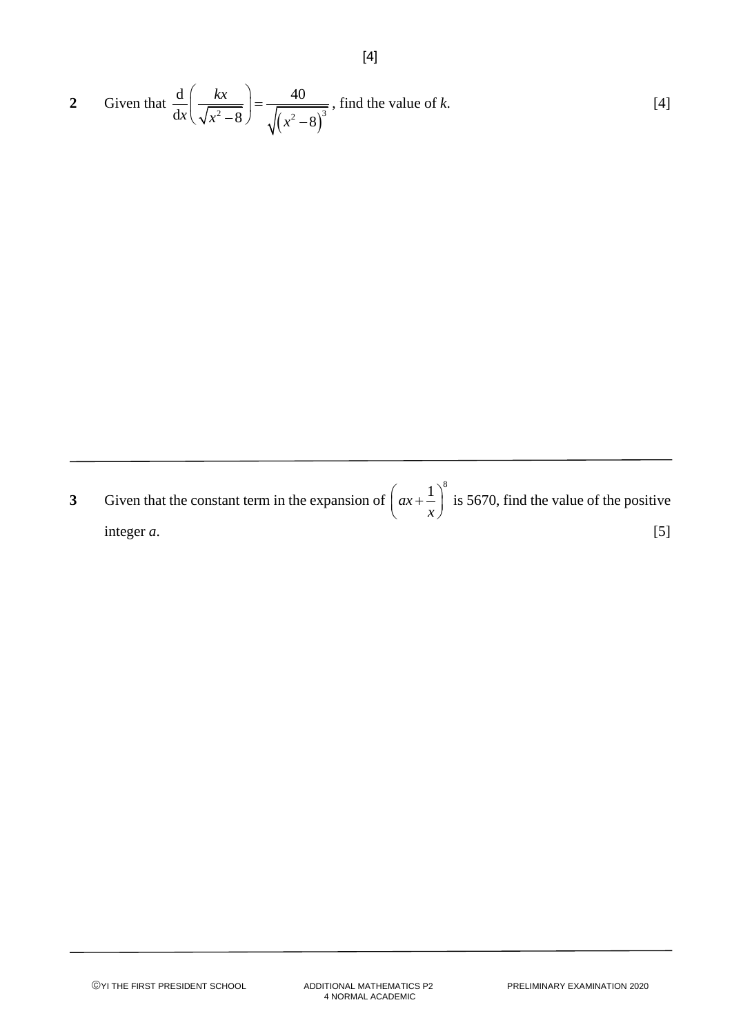[4]

**2** Given that $\dfrac{\mathrm{d}}{\mathrm{d}x}\left(\dfrac{kx}{\sqrt{x^2-8}}\right)=\dfrac{40}{\sqrt{\left(x^2-8\right)^3}}$, find the value of $k$. [4]

---

**3** Given that the constant term in the expansion of $\left(ax+\dfrac{1}{x}\right)^8$ is 5670, find the value of the positive integer $a$. [5]

---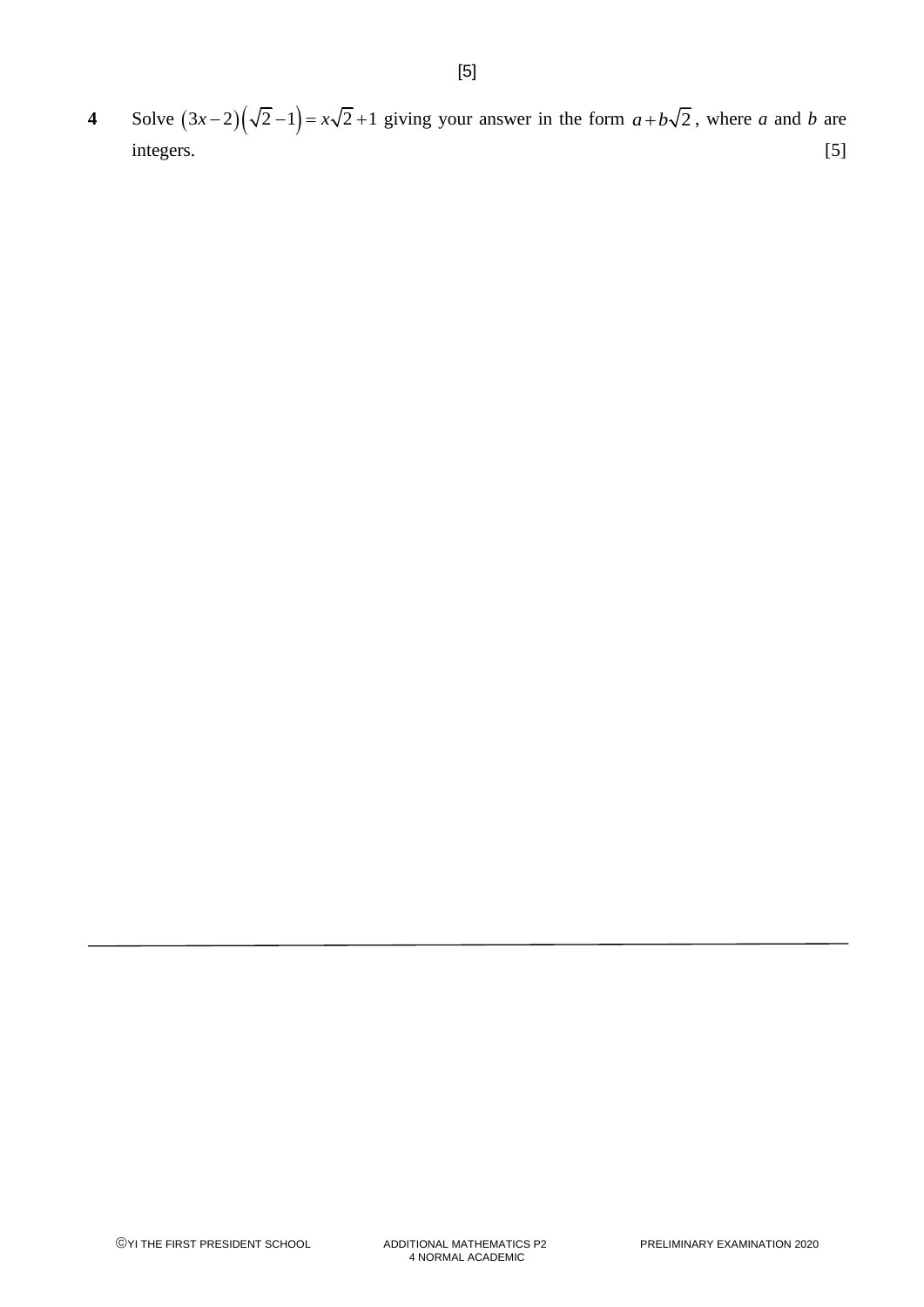[5]

**4** Solve $(3x-2)\left(\sqrt{2}-1\right)=x\sqrt{2}+1$ giving your answer in the form $a+b\sqrt{2}$, where $a$ and $b$ are integers. [5]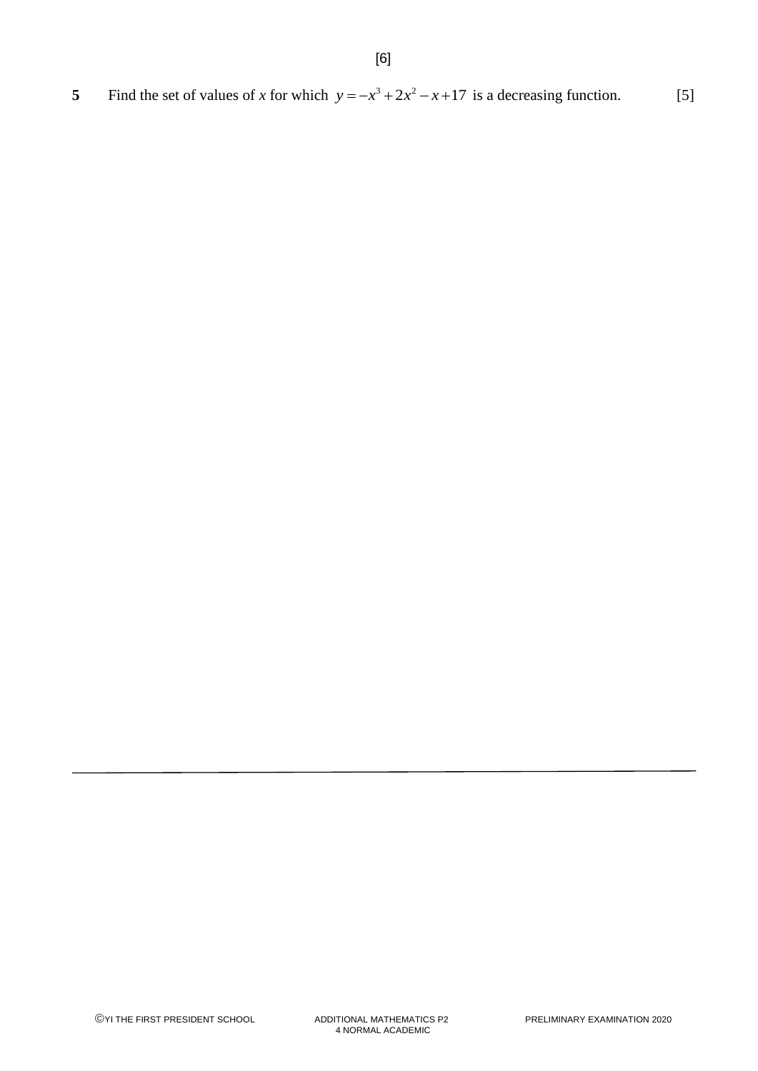**5** Find the set of values of *x* for which $y = -x^3 + 2x^2 - x + 17$ is a decreasing function. [5]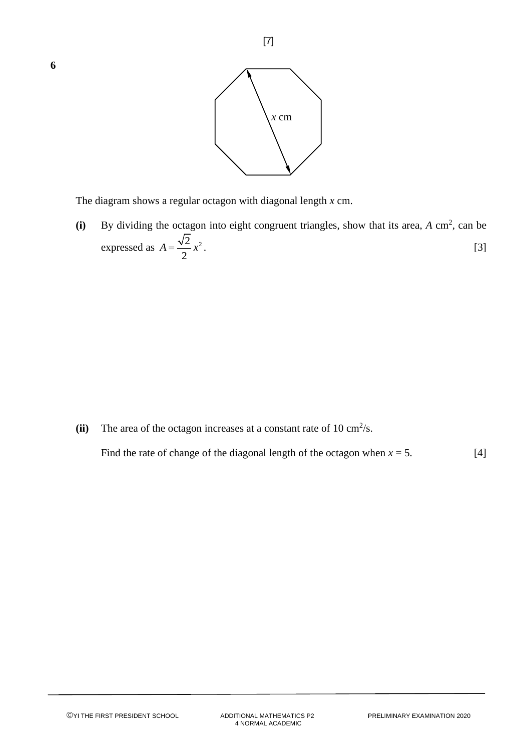**6**

The diagram shows a regular octagon with diagonal length $x$ cm.

**(i)** By dividing the octagon into eight congruent triangles, show that its area, $A$ cm$^2$, can be expressed as $A = \frac{\sqrt{2}}{2}x^2$. [3]

**(ii)** The area of the octagon increases at a constant rate of 10 cm$^2$/s.

Find the rate of change of the diagonal length of the octagon when $x = 5$. [4]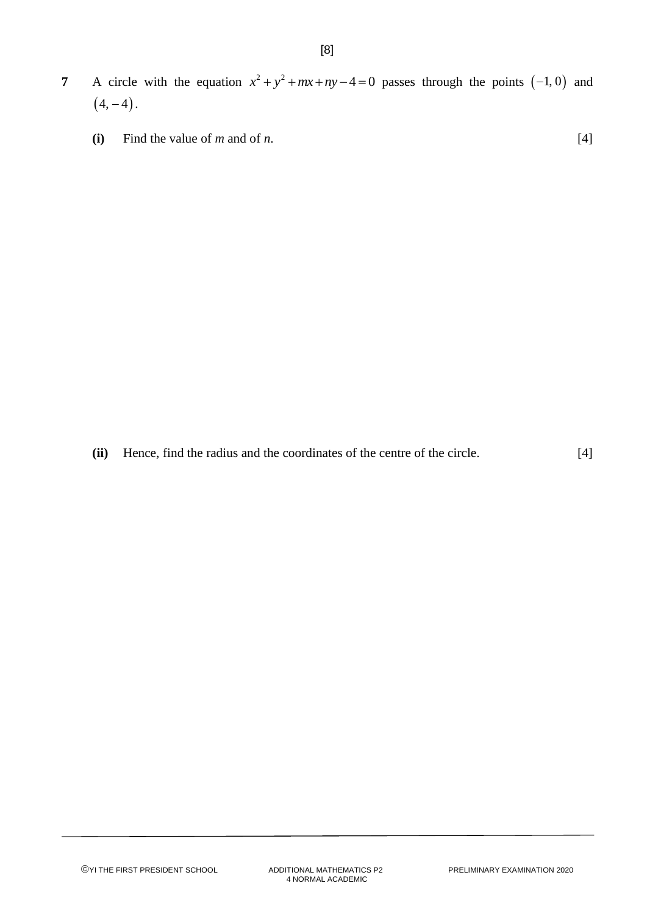**7** A circle with the equation $x^2 + y^2 + mx + ny - 4 = 0$ passes through the points $(-1, 0)$ and $(4, -4)$.

**(i)** Find the value of *m* and of *n*. [4]

**(ii)** Hence, find the radius and the coordinates of the centre of the circle. [4]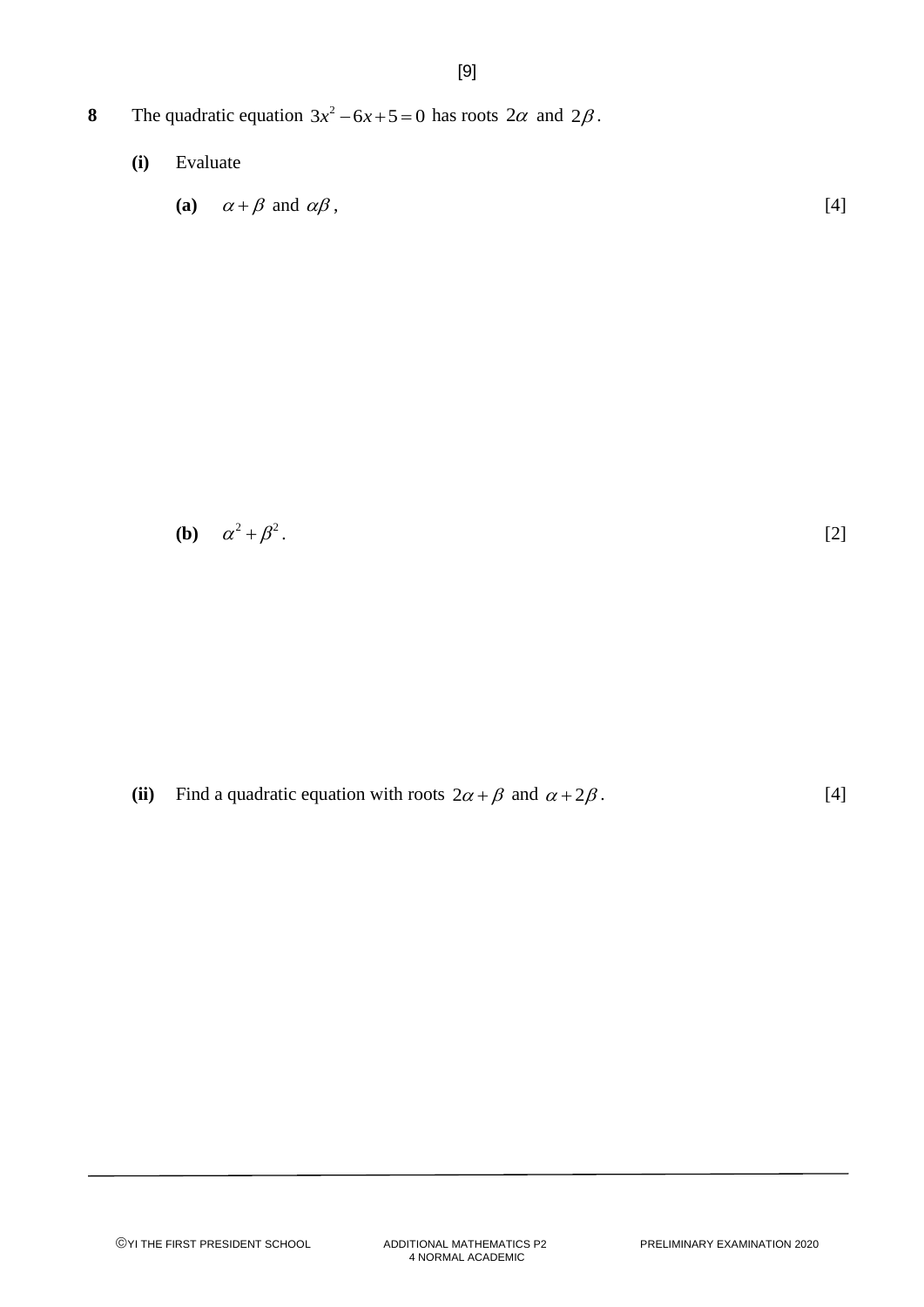**8** The quadratic equation $3x^2 - 6x + 5 = 0$ has roots $2\alpha$ and $2\beta$.

**(i)** Evaluate

**(a)** $\alpha + \beta$ and $\alpha\beta$, [4]

**(b)** $\alpha^2 + \beta^2$. [2]

**(ii)** Find a quadratic equation with roots $2\alpha + \beta$ and $\alpha + 2\beta$. [4]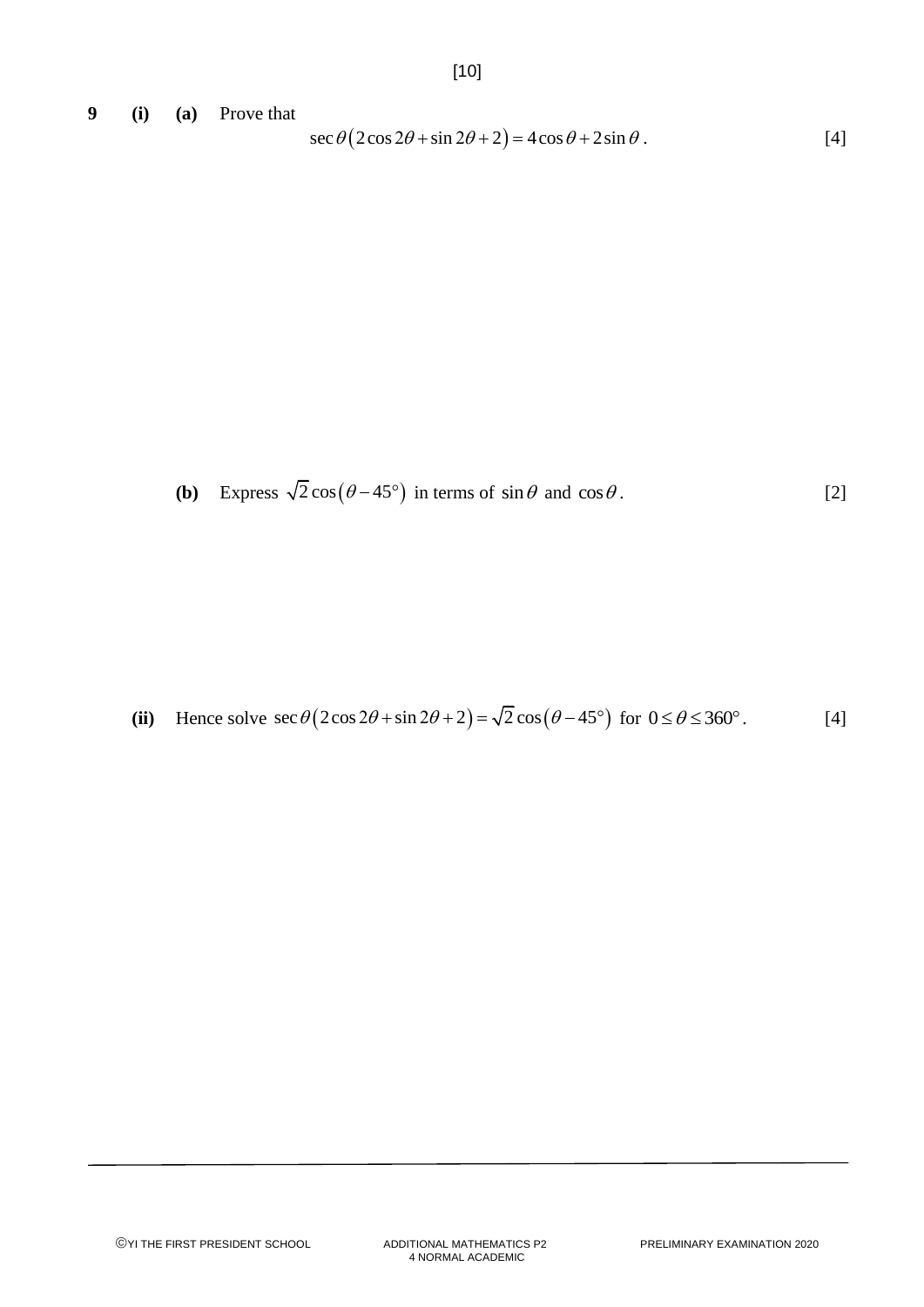**9** **(i)** **(a)** Prove that

$$\sec\theta\left(2\cos 2\theta + \sin 2\theta + 2\right) = 4\cos\theta + 2\sin\theta.$$ [4]

**(b)** Express $\sqrt{2}\cos\left(\theta - 45^\circ\right)$ in terms of $\sin\theta$ and $\cos\theta$. [2]

**(ii)** Hence solve $\sec\theta\left(2\cos 2\theta + \sin 2\theta + 2\right) = \sqrt{2}\cos\left(\theta - 45^\circ\right)$ for $0 \le \theta \le 360^\circ$. [4]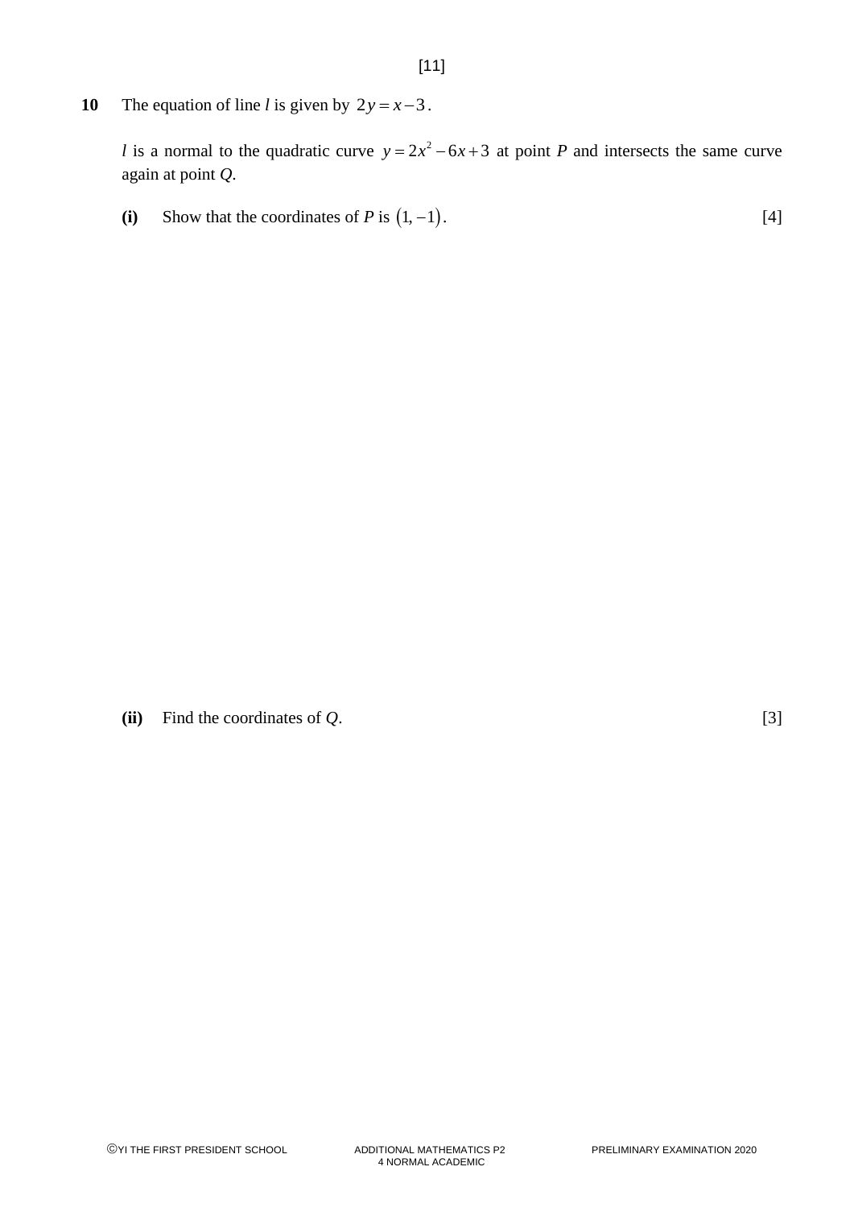**10** The equation of line $l$ is given by $2y = x - 3$.

$l$ is a normal to the quadratic curve $y = 2x^2 - 6x + 3$ at point $P$ and intersects the same curve again at point $Q$.

**(i)** Show that the coordinates of $P$ is $(1, -1)$. [4]

**(ii)** Find the coordinates of $Q$. [3]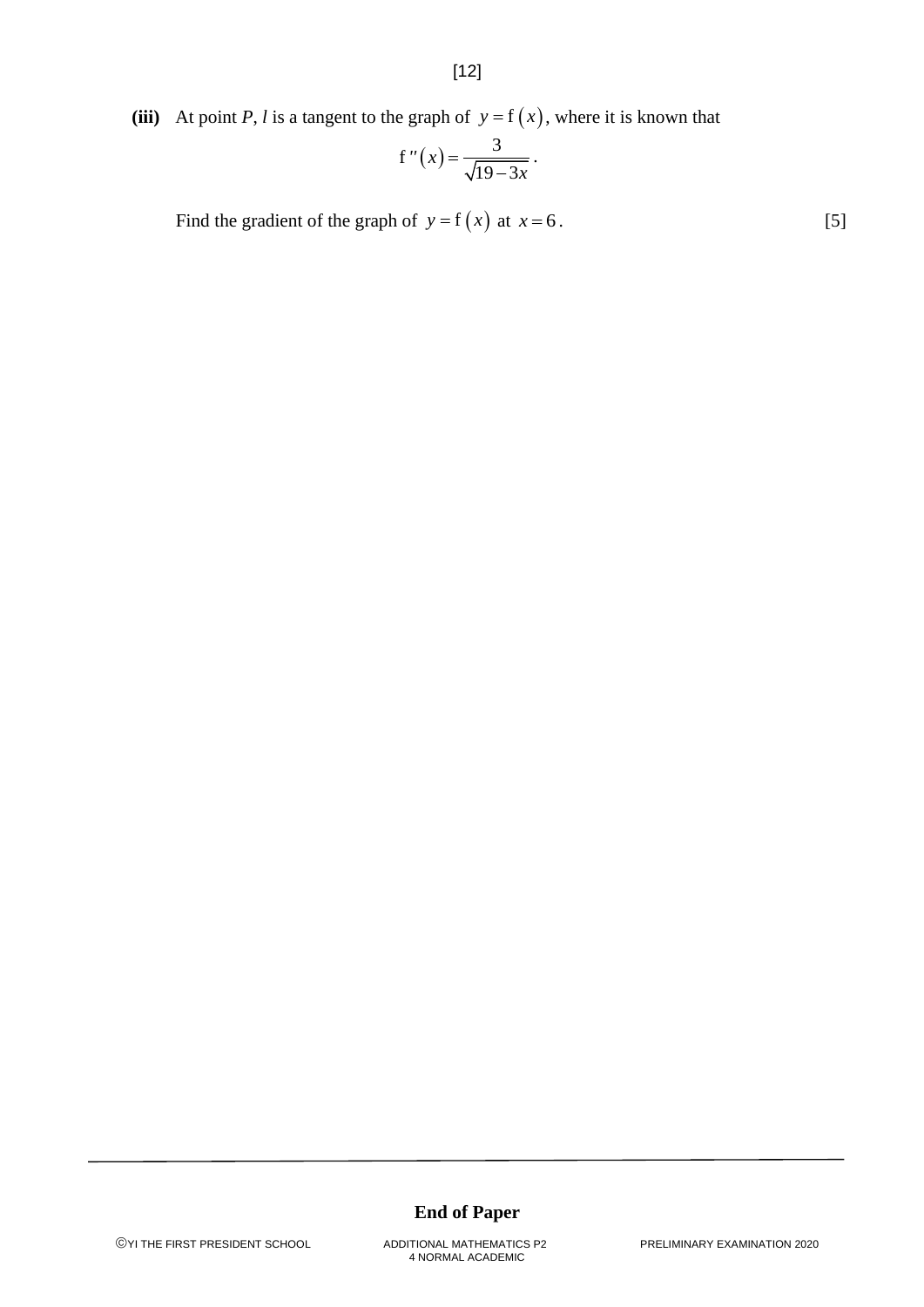**(iii)** At point $P$, $l$ is a tangent to the graph of $y = f(x)$, where it is known that

$$f''(x) = \frac{3}{\sqrt{19 - 3x}}.$$

Find the gradient of the graph of $y = f(x)$ at $x = 6$. [5]

**End of Paper**